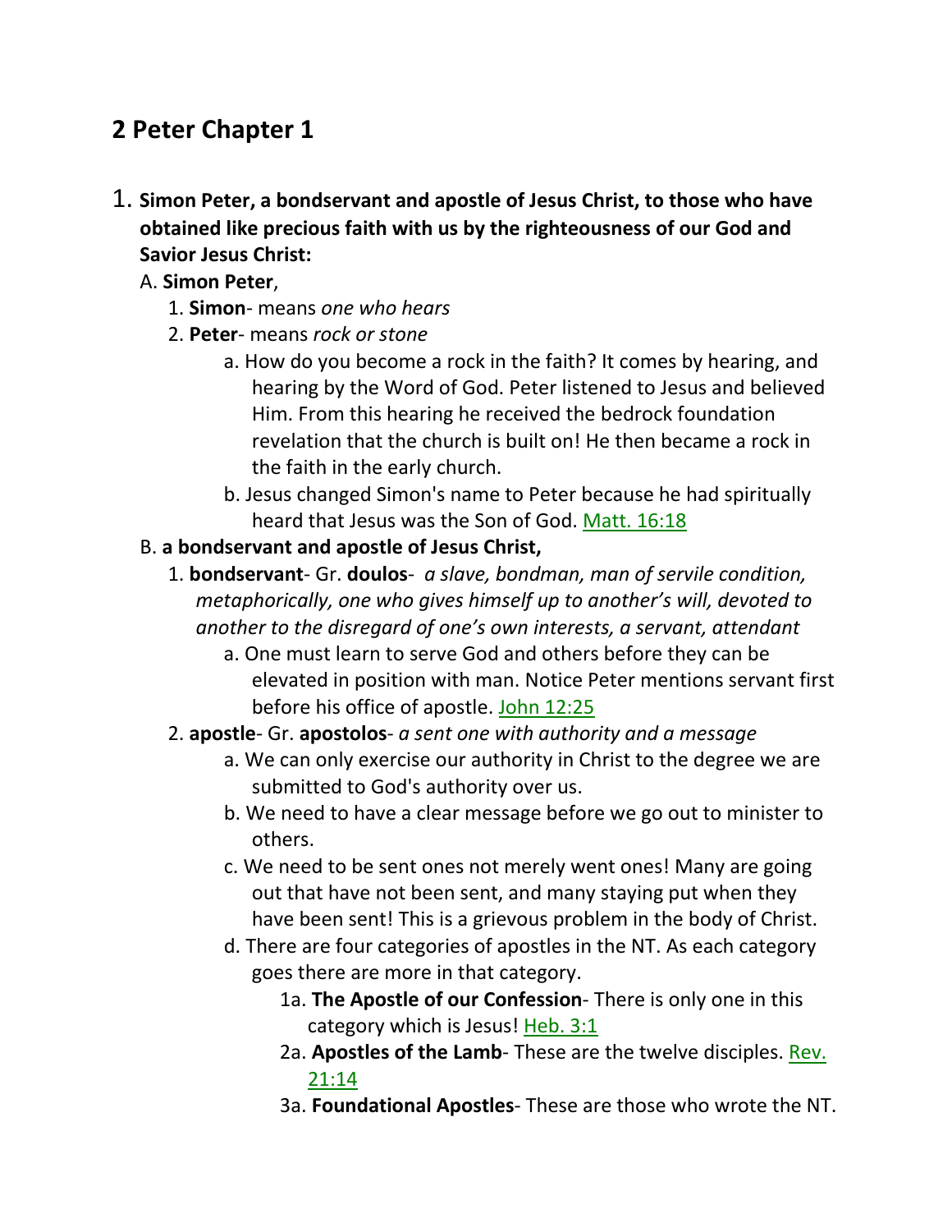## 2 Peter Chapter 1

1. **Simon Peter, a bondservant and apostle of Jesus Christ, to those who have obtained like precious faith with us by the righteousness of our God and Savior Jesus Christ:**
   - A. **Simon Peter**,
     - 1. **Simon**- means *one who hears*
     - 2. **Peter**- means *rock or stone*
       - a. How do you become a rock in the faith? It comes by hearing, and hearing by the Word of God. Peter listened to Jesus and believed Him. From this hearing he received the bedrock foundation revelation that the church is built on! He then became a rock in the faith in the early church.
       - b. Jesus changed Simon's name to Peter because he had spiritually heard that Jesus was the Son of God. Matt. 16:18
   - B. **a bondservant and apostle of Jesus Christ,**
     - 1. **bondservant**- Gr. **doulos**- *a slave, bondman, man of servile condition, metaphorically, one who gives himself up to another's will, devoted to another to the disregard of one's own interests, a servant, attendant*
       - a. One must learn to serve God and others before they can be elevated in position with man. Notice Peter mentions servant first before his office of apostle. John 12:25
     - 2. **apostle**- Gr. **apostolos**- *a sent one with authority and a message*
       - a. We can only exercise our authority in Christ to the degree we are submitted to God's authority over us.
       - b. We need to have a clear message before we go out to minister to others.
       - c. We need to be sent ones not merely went ones! Many are going out that have not been sent, and many staying put when they have been sent! This is a grievous problem in the body of Christ.
       - d. There are four categories of apostles in the NT. As each category goes there are more in that category.
         - 1a. **The Apostle of our Confession**- There is only one in this category which is Jesus! Heb. 3:1
         - 2a. **Apostles of the Lamb**- These are the twelve disciples. Rev. 21:14
         - 3a. **Foundational Apostles**- These are those who wrote the NT.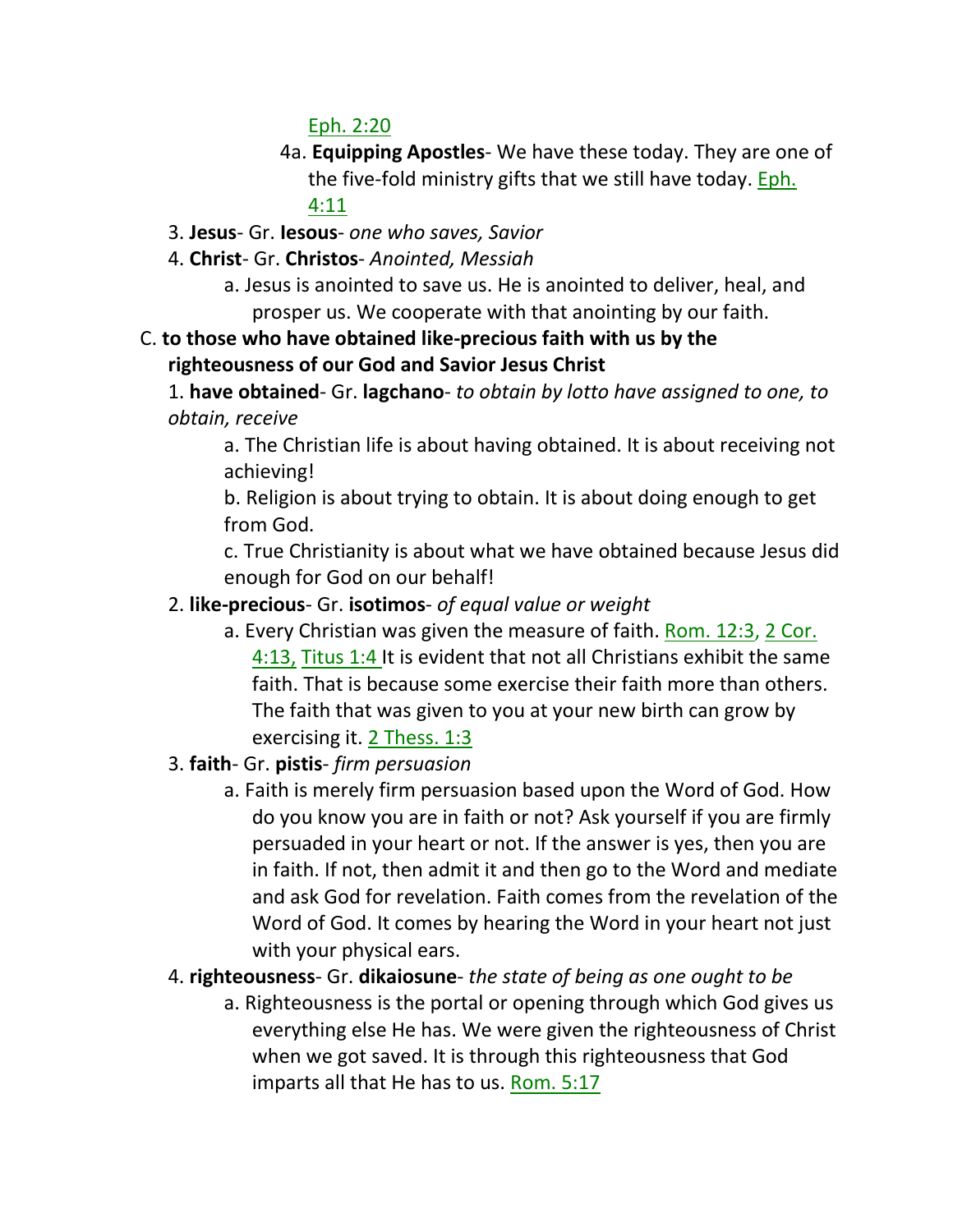Eph. 2:20

4a. **Equipping Apostles**- We have these today. They are one of the five-fold ministry gifts that we still have today. Eph. 4:11

3. **Jesus**- Gr. **Iesous**- *one who saves, Savior*
4. **Christ**- Gr. **Christos**- *Anointed, Messiah*
    a. Jesus is anointed to save us. He is anointed to deliver, heal, and prosper us. We cooperate with that anointing by our faith.

C. **to those who have obtained like-precious faith with us by the righteousness of our God and Savior Jesus Christ**

1. **have obtained**- Gr. **lagchano**- *to obtain by lotto have assigned to one, to obtain, receive*
    a. The Christian life is about having obtained. It is about receiving not achieving!
    b. Religion is about trying to obtain. It is about doing enough to get from God.
    c. True Christianity is about what we have obtained because Jesus did enough for God on our behalf!
2. **like-precious**- Gr. **isotimos**- *of equal value or weight*
    a. Every Christian was given the measure of faith. Rom. 12:3, 2 Cor. 4:13, Titus 1:4 It is evident that not all Christians exhibit the same faith. That is because some exercise their faith more than others. The faith that was given to you at your new birth can grow by exercising it. 2 Thess. 1:3
3. **faith**- Gr. **pistis**- *firm persuasion*
    a. Faith is merely firm persuasion based upon the Word of God. How do you know you are in faith or not? Ask yourself if you are firmly persuaded in your heart or not. If the answer is yes, then you are in faith. If not, then admit it and then go to the Word and mediate and ask God for revelation. Faith comes from the revelation of the Word of God. It comes by hearing the Word in your heart not just with your physical ears.
4. **righteousness**- Gr. **dikaiosune**- *the state of being as one ought to be*
    a. Righteousness is the portal or opening through which God gives us everything else He has. We were given the righteousness of Christ when we got saved. It is through this righteousness that God imparts all that He has to us. Rom. 5:17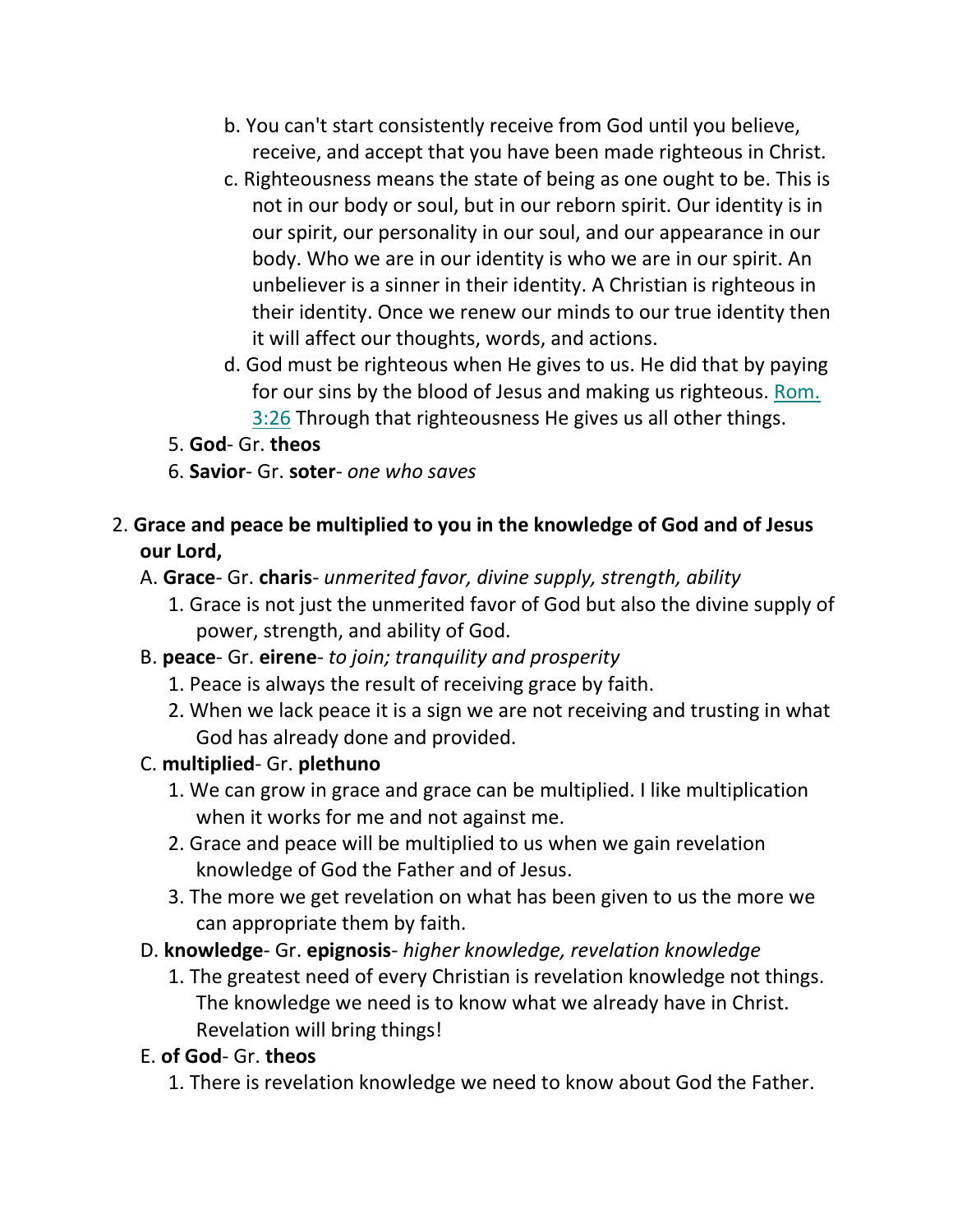b. You can't start consistently receive from God until you believe, receive, and accept that you have been made righteous in Christ.
  c. Righteousness means the state of being as one ought to be. This is not in our body or soul, but in our reborn spirit. Our identity is in our spirit, our personality in our soul, and our appearance in our body. Who we are in our identity is who we are in our spirit. An unbeliever is a sinner in their identity. A Christian is righteous in their identity. Once we renew our minds to our true identity then it will affect our thoughts, words, and actions.
  d. God must be righteous when He gives to us. He did that by paying for our sins by the blood of Jesus and making us righteous. Rom. 3:26 Through that righteousness He gives us all other things.

5. **God**- Gr. **theos**
6. **Savior**- Gr. **soter**- *one who saves*

2. **Grace and peace be multiplied to you in the knowledge of God and of Jesus our Lord,**

A. **Grace**- Gr. **charis**- *unmerited favor, divine supply, strength, ability*

1. Grace is not just the unmerited favor of God but also the divine supply of power, strength, and ability of God.

B. **peace**- Gr. **eirene**- *to join; tranquility and prosperity*

1. Peace is always the result of receiving grace by faith.
2. When we lack peace it is a sign we are not receiving and trusting in what God has already done and provided.

C. **multiplied**- Gr. **plethuno**

1. We can grow in grace and grace can be multiplied. I like multiplication when it works for me and not against me.
2. Grace and peace will be multiplied to us when we gain revelation knowledge of God the Father and of Jesus.
3. The more we get revelation on what has been given to us the more we can appropriate them by faith.

D. **knowledge**- Gr. **epignosis**- *higher knowledge, revelation knowledge*

1. The greatest need of every Christian is revelation knowledge not things. The knowledge we need is to know what we already have in Christ. Revelation will bring things!

E. **of God**- Gr. **theos**

1. There is revelation knowledge we need to know about God the Father.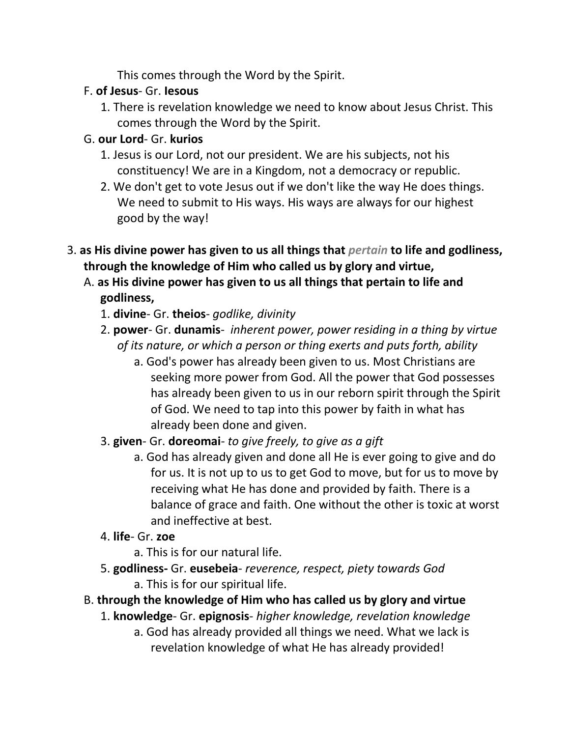This comes through the Word by the Spirit.

F. **of Jesus**- Gr. **Iesous**

1. There is revelation knowledge we need to know about Jesus Christ. This comes through the Word by the Spirit.

G. **our Lord**- Gr. **kurios**

1. Jesus is our Lord, not our president. We are his subjects, not his constituency! We are in a Kingdom, not a democracy or republic.
2. We don't get to vote Jesus out if we don't like the way He does things. We need to submit to His ways. His ways are always for our highest good by the way!

3. **as His divine power has given to us all things that** ***pertain*** **to life and godliness, through the knowledge of Him who called us by glory and virtue,**

A. **as His divine power has given to us all things that pertain to life and godliness,**

1. **divine**- Gr. **theios**- *godlike, divinity*
2. **power**- Gr. **dunamis**- *inherent power, power residing in a thing by virtue of its nature, or which a person or thing exerts and puts forth, ability*
   a. God's power has already been given to us. Most Christians are seeking more power from God. All the power that God possesses has already been given to us in our reborn spirit through the Spirit of God. We need to tap into this power by faith in what has already been done and given.
3. **given**- Gr. **doreomai**- *to give freely, to give as a gift*
   a. God has already given and done all He is ever going to give and do for us. It is not up to us to get God to move, but for us to move by receiving what He has done and provided by faith. There is a balance of grace and faith. One without the other is toxic at worst and ineffective at best.
4. **life**- Gr. **zoe**
   a. This is for our natural life.
5. **godliness-** Gr. **eusebeia**- *reverence, respect, piety towards God*
   a. This is for our spiritual life.

B. **through the knowledge of Him who has called us by glory and virtue**

1. **knowledge**- Gr. **epignosis**- *higher knowledge, revelation knowledge*
   a. God has already provided all things we need. What we lack is revelation knowledge of what He has already provided!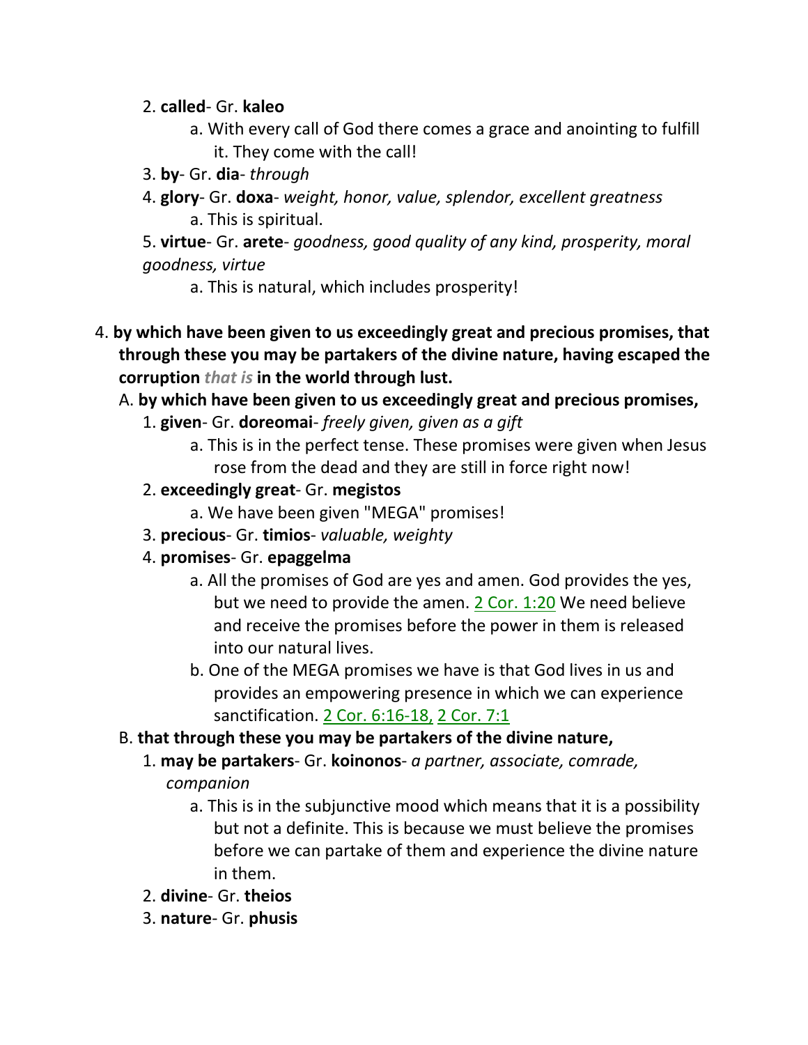2. **called**- Gr. **kaleo**
    a. With every call of God there comes a grace and anointing to fulfill it. They come with the call!
3. **by**- Gr. **dia**- *through*
4. **glory**- Gr. **doxa**- *weight, honor, value, splendor, excellent greatness*
    a. This is spiritual.
5. **virtue**- Gr. **arete**- *goodness, good quality of any kind, prosperity, moral goodness, virtue*
    a. This is natural, which includes prosperity!

4. **by which have been given to us exceedingly great and precious promises, that through these you may be partakers of the divine nature, having escaped the corruption** ***that is*** **in the world through lust.**

A. **by which have been given to us exceedingly great and precious promises,**

1. **given**- Gr. **doreomai**- *freely given, given as a gift*
    a. This is in the perfect tense. These promises were given when Jesus rose from the dead and they are still in force right now!
2. **exceedingly great**- Gr. **megistos**
    a. We have been given "MEGA" promises!
3. **precious**- Gr. **timios**- *valuable, weighty*
4. **promises**- Gr. **epaggelma**
    a. All the promises of God are yes and amen. God provides the yes, but we need to provide the amen. 2 Cor. 1:20 We need believe and receive the promises before the power in them is released into our natural lives.
    b. One of the MEGA promises we have is that God lives in us and provides an empowering presence in which we can experience sanctification. 2 Cor. 6:16-18, 2 Cor. 7:1

B. **that through these you may be partakers of the divine nature,**

1. **may be partakers**- Gr. **koinonos**- *a partner, associate, comrade, companion*
    a. This is in the subjunctive mood which means that it is a possibility but not a definite. This is because we must believe the promises before we can partake of them and experience the divine nature in them.
2. **divine**- Gr. **theios**
3. **nature**- Gr. **phusis**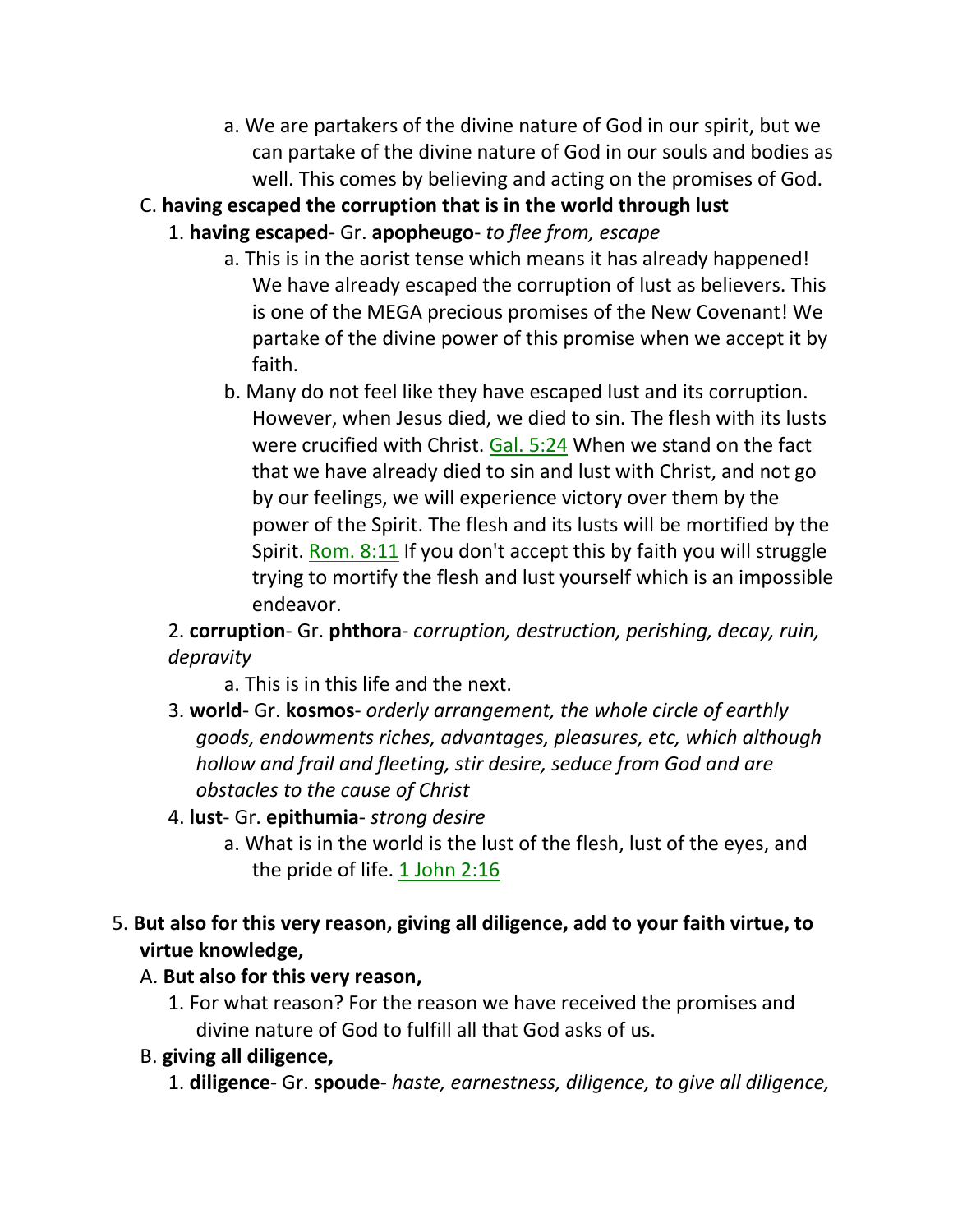a. We are partakers of the divine nature of God in our spirit, but we can partake of the divine nature of God in our souls and bodies as well. This comes by believing and acting on the promises of God.

C. **having escaped the corruption that is in the world through lust**

1. **having escaped**- Gr. **apopheugo**- *to flee from, escape*

a. This is in the aorist tense which means it has already happened! We have already escaped the corruption of lust as believers. This is one of the MEGA precious promises of the New Covenant! We partake of the divine power of this promise when we accept it by faith.

b. Many do not feel like they have escaped lust and its corruption. However, when Jesus died, we died to sin. The flesh with its lusts were crucified with Christ. Gal. 5:24 When we stand on the fact that we have already died to sin and lust with Christ, and not go by our feelings, we will experience victory over them by the power of the Spirit. The flesh and its lusts will be mortified by the Spirit. Rom. 8:11 If you don't accept this by faith you will struggle trying to mortify the flesh and lust yourself which is an impossible endeavor.

2. **corruption**- Gr. **phthora**- *corruption, destruction, perishing, decay, ruin, depravity*

a. This is in this life and the next.

3. **world**- Gr. **kosmos**- *orderly arrangement, the whole circle of earthly goods, endowments riches, advantages, pleasures, etc, which although hollow and frail and fleeting, stir desire, seduce from God and are obstacles to the cause of Christ*

4. **lust**- Gr. **epithumia**- *strong desire*

a. What is in the world is the lust of the flesh, lust of the eyes, and the pride of life. 1 John 2:16

5. **But also for this very reason, giving all diligence, add to your faith virtue, to virtue knowledge,**

A. **But also for this very reason,**

1. For what reason? For the reason we have received the promises and divine nature of God to fulfill all that God asks of us.

B. **giving all diligence,**

1. **diligence**- Gr. **spoude**- *haste, earnestness, diligence, to give all diligence,*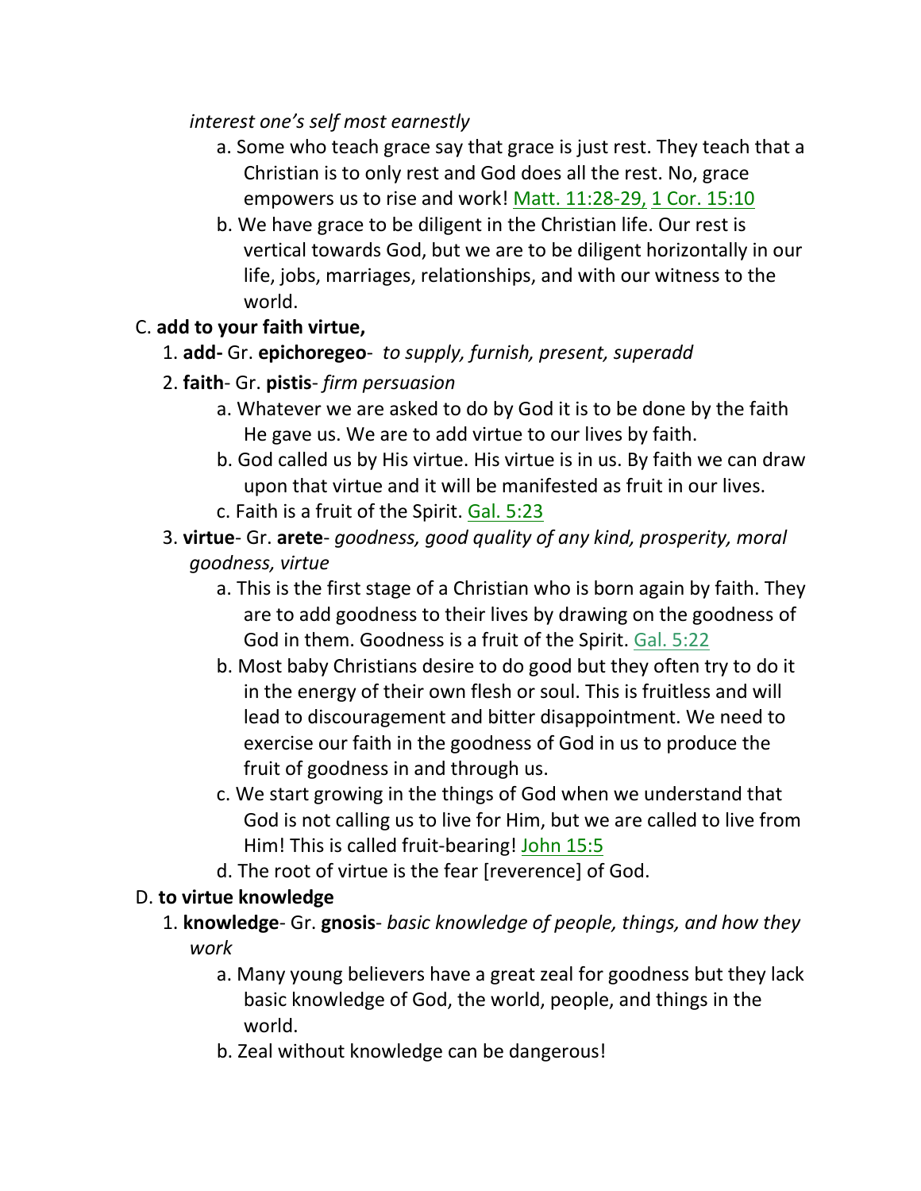*interest one's self most earnestly*

a. Some who teach grace say that grace is just rest. They teach that a Christian is to only rest and God does all the rest. No, grace empowers us to rise and work! Matt. 11:28-29, 1 Cor. 15:10

b. We have grace to be diligent in the Christian life. Our rest is vertical towards God, but we are to be diligent horizontally in our life, jobs, marriages, relationships, and with our witness to the world.

C. **add to your faith virtue,**

1. **add-** Gr. **epichoregeo**- *to supply, furnish, present, superadd*

2. **faith**- Gr. **pistis**- *firm persuasion*

   a. Whatever we are asked to do by God it is to be done by the faith He gave us. We are to add virtue to our lives by faith.

   b. God called us by His virtue. His virtue is in us. By faith we can draw upon that virtue and it will be manifested as fruit in our lives.

   c. Faith is a fruit of the Spirit. Gal. 5:23

3. **virtue**- Gr. **arete**- *goodness, good quality of any kind, prosperity, moral goodness, virtue*

   a. This is the first stage of a Christian who is born again by faith. They are to add goodness to their lives by drawing on the goodness of God in them. Goodness is a fruit of the Spirit. Gal. 5:22

   b. Most baby Christians desire to do good but they often try to do it in the energy of their own flesh or soul. This is fruitless and will lead to discouragement and bitter disappointment. We need to exercise our faith in the goodness of God in us to produce the fruit of goodness in and through us.

   c. We start growing in the things of God when we understand that God is not calling us to live for Him, but we are called to live from Him! This is called fruit-bearing! John 15:5

   d. The root of virtue is the fear [reverence] of God.

D. **to virtue knowledge**

1. **knowledge**- Gr. **gnosis**- *basic knowledge of people, things, and how they work*

   a. Many young believers have a great zeal for goodness but they lack basic knowledge of God, the world, people, and things in the world.

   b. Zeal without knowledge can be dangerous!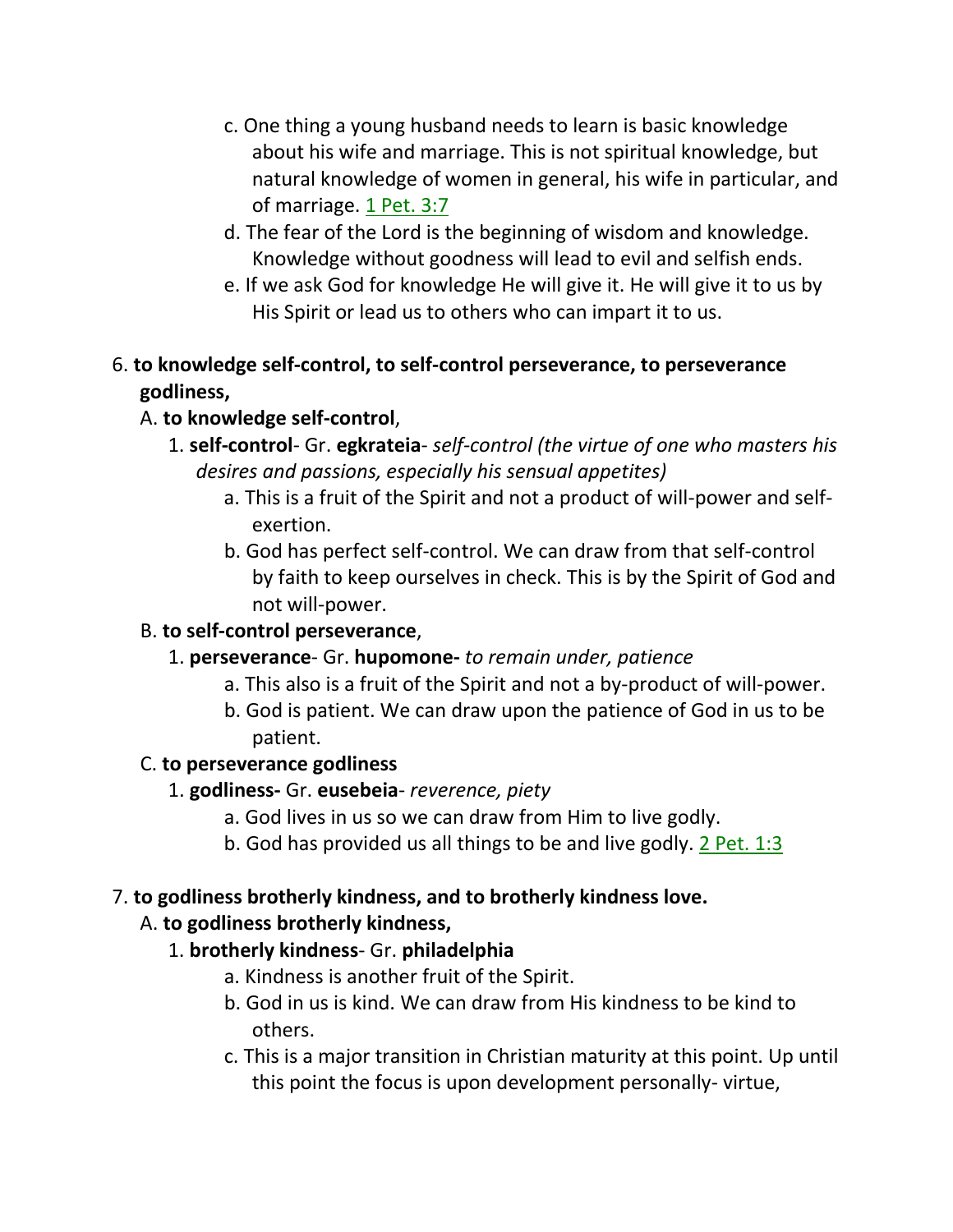c. One thing a young husband needs to learn is basic knowledge about his wife and marriage. This is not spiritual knowledge, but natural knowledge of women in general, his wife in particular, and of marriage. 1 Pet. 3:7

d. The fear of the Lord is the beginning of wisdom and knowledge. Knowledge without goodness will lead to evil and selfish ends.

e. If we ask God for knowledge He will give it. He will give it to us by His Spirit or lead us to others who can impart it to us.

6. **to knowledge self-control, to self-control perseverance, to perseverance godliness,**

   A. **to knowledge self-control**,

      1. **self-control**- Gr. **egkrateia**- *self-control (the virtue of one who masters his desires and passions, especially his sensual appetites)*

         a. This is a fruit of the Spirit and not a product of will-power and self-exertion.

         b. God has perfect self-control. We can draw from that self-control by faith to keep ourselves in check. This is by the Spirit of God and not will-power.

   B. **to self-control perseverance**,

      1. **perseverance**- Gr. **hupomone-** *to remain under, patience*

         a. This also is a fruit of the Spirit and not a by-product of will-power.

         b. God is patient. We can draw upon the patience of God in us to be patient.

   C. **to perseverance godliness**

      1. **godliness-** Gr. **eusebeia**- *reverence, piety*

         a. God lives in us so we can draw from Him to live godly.

         b. God has provided us all things to be and live godly. 2 Pet. 1:3

7. **to godliness brotherly kindness, and to brotherly kindness love.**

   A. **to godliness brotherly kindness,**

      1. **brotherly kindness**- Gr. **philadelphia**

         a. Kindness is another fruit of the Spirit.

         b. God in us is kind. We can draw from His kindness to be kind to others.

         c. This is a major transition in Christian maturity at this point. Up until this point the focus is upon development personally- virtue,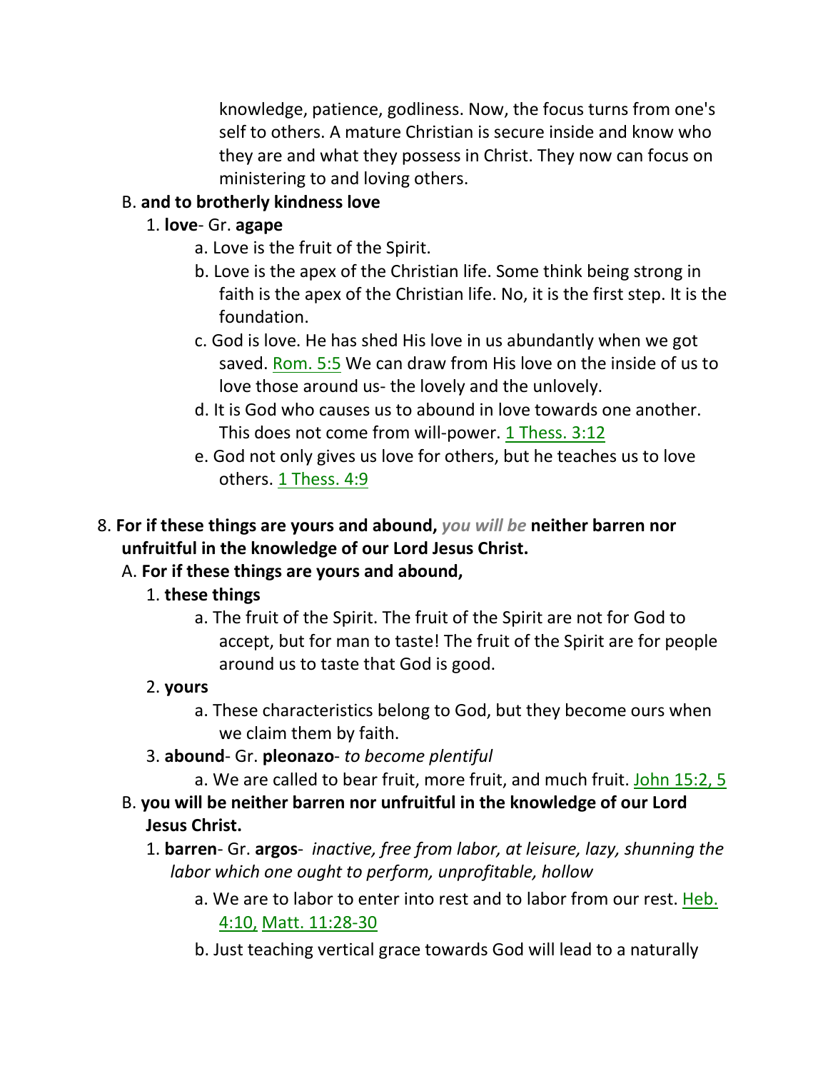knowledge, patience, godliness. Now, the focus turns from one's self to others. A mature Christian is secure inside and know who they are and what they possess in Christ. They now can focus on ministering to and loving others.

B. **and to brotherly kindness love**

1. **love**- Gr. **agape**
    a. Love is the fruit of the Spirit.
    b. Love is the apex of the Christian life. Some think being strong in faith is the apex of the Christian life. No, it is the first step. It is the foundation.
    c. God is love. He has shed His love in us abundantly when we got saved. Rom. 5:5 We can draw from His love on the inside of us to love those around us- the lovely and the unlovely.
    d. It is God who causes us to abound in love towards one another. This does not come from will-power. 1 Thess. 3:12
    e. God not only gives us love for others, but he teaches us to love others. 1 Thess. 4:9

8. **For if these things are yours and abound,** *you will be* **neither barren nor unfruitful in the knowledge of our Lord Jesus Christ.**

A. **For if these things are yours and abound,**

1. **these things**
    a. The fruit of the Spirit. The fruit of the Spirit are not for God to accept, but for man to taste! The fruit of the Spirit are for people around us to taste that God is good.
2. **yours**
    a. These characteristics belong to God, but they become ours when we claim them by faith.
3. **abound**- Gr. **pleonazo**- *to become plentiful*
    a. We are called to bear fruit, more fruit, and much fruit. John 15:2, 5

B. **you will be neither barren nor unfruitful in the knowledge of our Lord Jesus Christ.**

1. **barren**- Gr. **argos**- *inactive, free from labor, at leisure, lazy, shunning the labor which one ought to perform, unprofitable, hollow*
    a. We are to labor to enter into rest and to labor from our rest. Heb. 4:10, Matt. 11:28-30
    b. Just teaching vertical grace towards God will lead to a naturally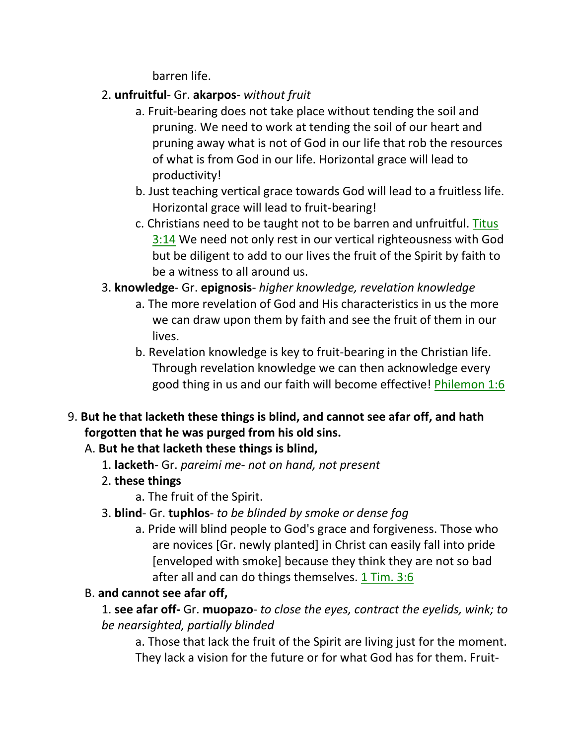barren life.

2. **unfruitful**- Gr. **akarpos**- *without fruit*
    a. Fruit-bearing does not take place without tending the soil and pruning. We need to work at tending the soil of our heart and pruning away what is not of God in our life that rob the resources of what is from God in our life. Horizontal grace will lead to productivity!
    b. Just teaching vertical grace towards God will lead to a fruitless life. Horizontal grace will lead to fruit-bearing!
    c. Christians need to be taught not to be barren and unfruitful. Titus 3:14 We need not only rest in our vertical righteousness with God but be diligent to add to our lives the fruit of the Spirit by faith to be a witness to all around us.
3. **knowledge**- Gr. **epignosis**- *higher knowledge, revelation knowledge*
    a. The more revelation of God and His characteristics in us the more we can draw upon them by faith and see the fruit of them in our lives.
    b. Revelation knowledge is key to fruit-bearing in the Christian life. Through revelation knowledge we can then acknowledge every good thing in us and our faith will become effective! Philemon 1:6

9. **But he that lacketh these things is blind, and cannot see afar off, and hath forgotten that he was purged from his old sins.**

A. **But he that lacketh these things is blind,**

1. **lacketh**- Gr. *pareimi me- not on hand, not present*
2. **these things**
    a. The fruit of the Spirit.
3. **blind**- Gr. **tuphlos**- *to be blinded by smoke or dense fog*
    a. Pride will blind people to God's grace and forgiveness. Those who are novices [Gr. newly planted] in Christ can easily fall into pride [enveloped with smoke] because they think they are not so bad after all and can do things themselves. 1 Tim. 3:6

B. **and cannot see afar off,**

1. **see afar off-** Gr. **muopazo**- *to close the eyes, contract the eyelids, wink; to be nearsighted, partially blinded*
    a. Those that lack the fruit of the Spirit are living just for the moment. They lack a vision for the future or for what God has for them. Fruit-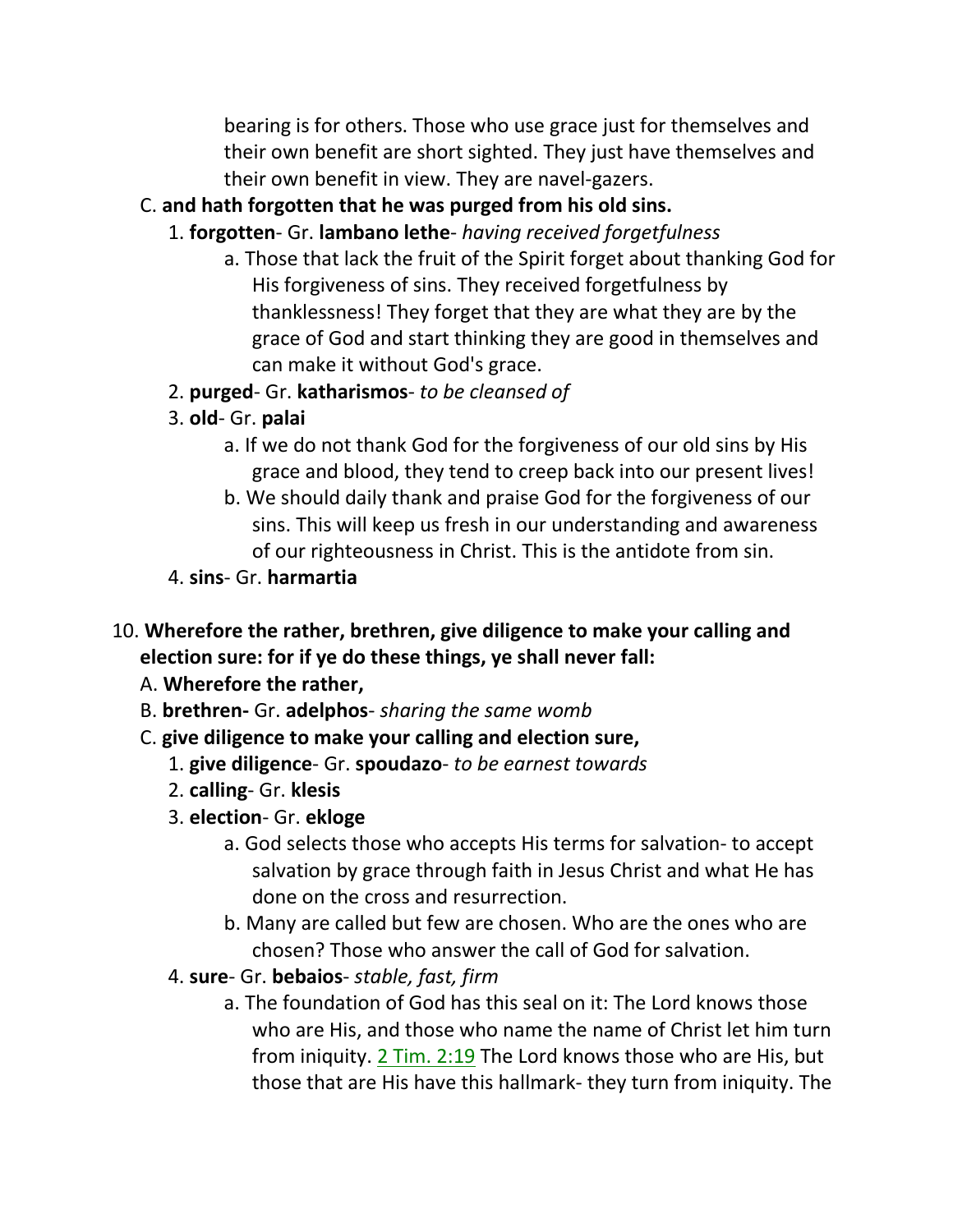bearing is for others. Those who use grace just for themselves and their own benefit are short sighted. They just have themselves and their own benefit in view. They are navel-gazers.

C. **and hath forgotten that he was purged from his old sins.**

1. **forgotten**- Gr. **lambano lethe**- *having received forgetfulness*
   a. Those that lack the fruit of the Spirit forget about thanking God for His forgiveness of sins. They received forgetfulness by thanklessness! They forget that they are what they are by the grace of God and start thinking they are good in themselves and can make it without God's grace.
2. **purged**- Gr. **katharismos**- *to be cleansed of*
3. **old**- Gr. **palai**
   a. If we do not thank God for the forgiveness of our old sins by His grace and blood, they tend to creep back into our present lives!
   b. We should daily thank and praise God for the forgiveness of our sins. This will keep us fresh in our understanding and awareness of our righteousness in Christ. This is the antidote from sin.
4. **sins**- Gr. **harmartia**

10. **Wherefore the rather, brethren, give diligence to make your calling and election sure: for if ye do these things, ye shall never fall:**

A. **Wherefore the rather,**

B. **brethren-** Gr. **adelphos**- *sharing the same womb*

C. **give diligence to make your calling and election sure,**

1. **give diligence**- Gr. **spoudazo**- *to be earnest towards*
2. **calling**- Gr. **klesis**
3. **election**- Gr. **ekloge**
   a. God selects those who accepts His terms for salvation- to accept salvation by grace through faith in Jesus Christ and what He has done on the cross and resurrection.
   b. Many are called but few are chosen. Who are the ones who are chosen? Those who answer the call of God for salvation.
4. **sure**- Gr. **bebaios**- *stable, fast, firm*
   a. The foundation of God has this seal on it: The Lord knows those who are His, and those who name the name of Christ let him turn from iniquity. 2 Tim. 2:19 The Lord knows those who are His, but those that are His have this hallmark- they turn from iniquity. The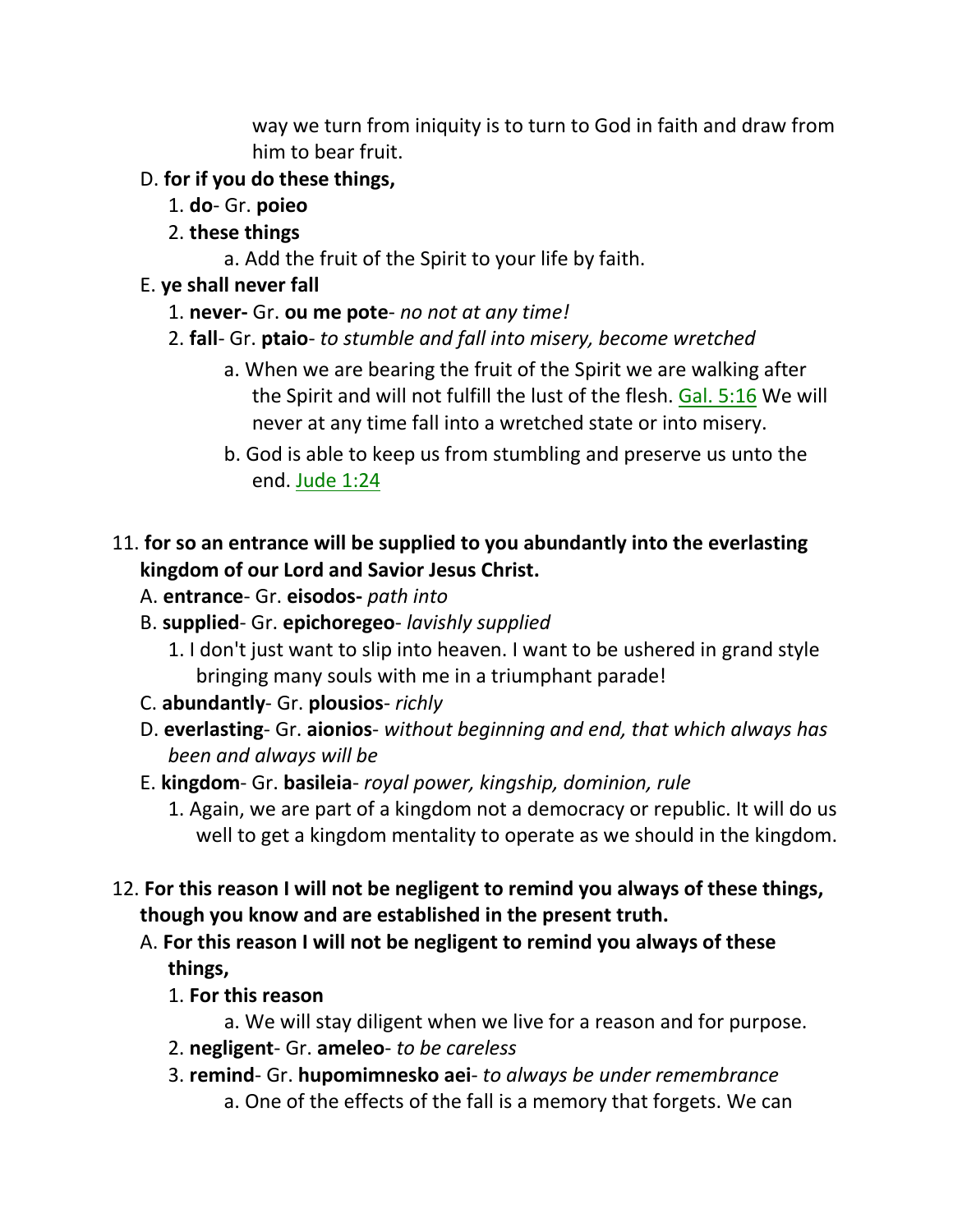way we turn from iniquity is to turn to God in faith and draw from him to bear fruit.

D. **for if you do these things,**

1. **do**- Gr. **poieo**
2. **these things**
   a. Add the fruit of the Spirit to your life by faith.

E. **ye shall never fall**

1. **never-** Gr. **ou me pote**- *no not at any time!*
2. **fall**- Gr. **ptaio**- *to stumble and fall into misery, become wretched*
   a. When we are bearing the fruit of the Spirit we are walking after the Spirit and will not fulfill the lust of the flesh. Gal. 5:16 We will never at any time fall into a wretched state or into misery.
   b. God is able to keep us from stumbling and preserve us unto the end. Jude 1:24

11. **for so an entrance will be supplied to you abundantly into the everlasting kingdom of our Lord and Savior Jesus Christ.**

A. **entrance**- Gr. **eisodos-** *path into*

B. **supplied**- Gr. **epichoregeo**- *lavishly supplied*

1. I don't just want to slip into heaven. I want to be ushered in grand style bringing many souls with me in a triumphant parade!

C. **abundantly**- Gr. **plousios**- *richly*

D. **everlasting**- Gr. **aionios**- *without beginning and end, that which always has been and always will be*

E. **kingdom**- Gr. **basileia**- *royal power, kingship, dominion, rule*

1. Again, we are part of a kingdom not a democracy or republic. It will do us well to get a kingdom mentality to operate as we should in the kingdom.

12. **For this reason I will not be negligent to remind you always of these things, though you know and are established in the present truth.**

A. **For this reason I will not be negligent to remind you always of these things,**

1. **For this reason**
   a. We will stay diligent when we live for a reason and for purpose.
2. **negligent**- Gr. **ameleo**- *to be careless*
3. **remind**- Gr. **hupomimnesko aei**- *to always be under remembrance*
   a. One of the effects of the fall is a memory that forgets. We can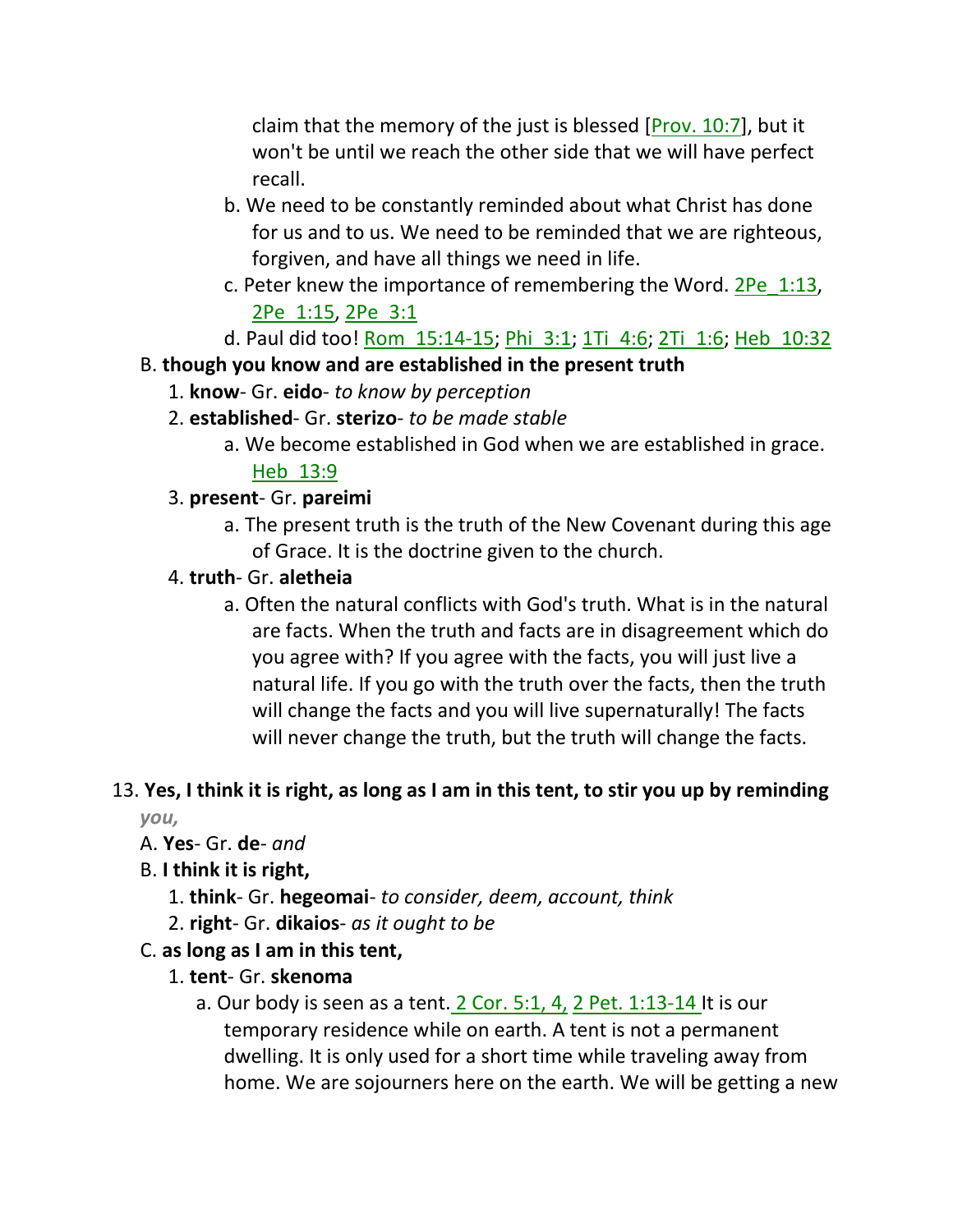claim that the memory of the just is blessed [Prov. 10:7], but it won't be until we reach the other side that we will have perfect recall.

b. We need to be constantly reminded about what Christ has done for us and to us. We need to be reminded that we are righteous, forgiven, and have all things we need in life.

c. Peter knew the importance of remembering the Word. 2Pe_1:13, 2Pe_1:15, 2Pe_3:1

d. Paul did too! Rom_15:14-15; Phi_3:1; 1Ti_4:6; 2Ti_1:6; Heb_10:32

B. **though you know and are established in the present truth**

1. **know**- Gr. **eido**- *to know by perception*

2. **established**- Gr. **sterizo**- *to be made stable*

a. We become established in God when we are established in grace. Heb_13:9

3. **present**- Gr. **pareimi**

a. The present truth is the truth of the New Covenant during this age of Grace. It is the doctrine given to the church.

4. **truth**- Gr. **aletheia**

a. Often the natural conflicts with God's truth. What is in the natural are facts. When the truth and facts are in disagreement which do you agree with? If you agree with the facts, you will just live a natural life. If you go with the truth over the facts, then the truth will change the facts and you will live supernaturally! The facts will never change the truth, but the truth will change the facts.

13. **Yes, I think it is right, as long as I am in this tent, to stir you up by reminding** ***you,***

A. **Yes**- Gr. **de**- *and*

B. **I think it is right,**

1. **think**- Gr. **hegeomai**- *to consider, deem, account, think*

2. **right**- Gr. **dikaios**- *as it ought to be*

C. **as long as I am in this tent,**

1. **tent**- Gr. **skenoma**

a. Our body is seen as a tent. 2 Cor. 5:1, 4, 2 Pet. 1:13-14 It is our temporary residence while on earth. A tent is not a permanent dwelling. It is only used for a short time while traveling away from home. We are sojourners here on the earth. We will be getting a new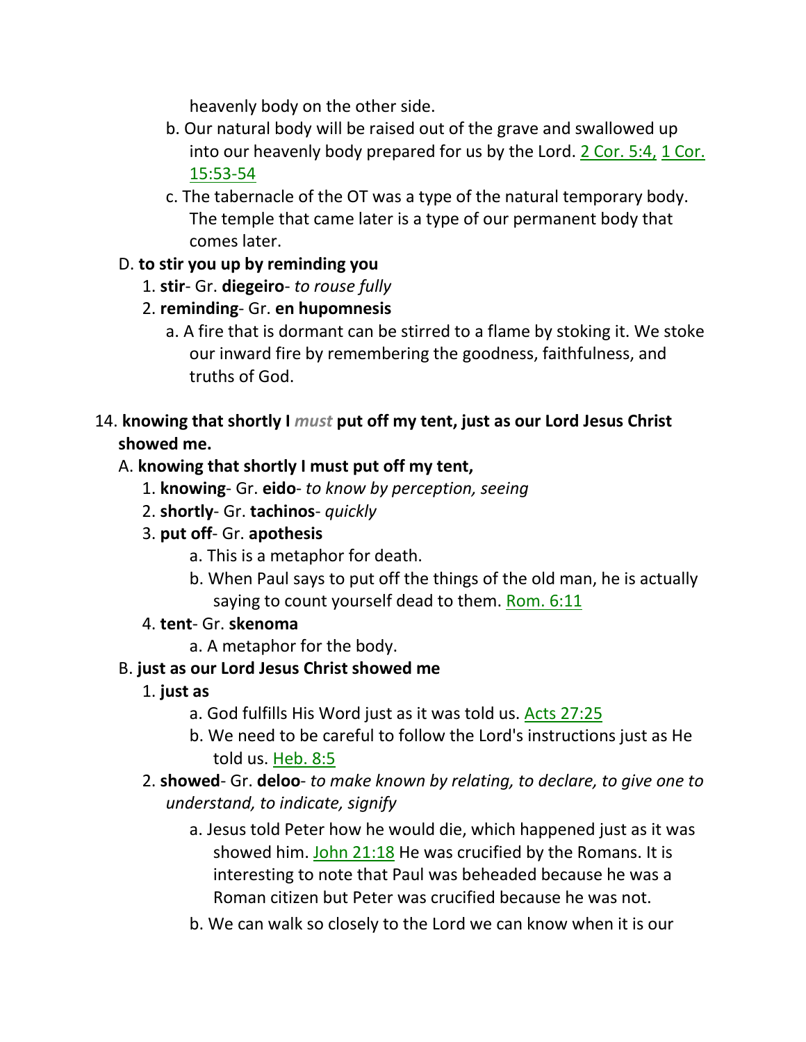heavenly body on the other side.

b. Our natural body will be raised out of the grave and swallowed up into our heavenly body prepared for us by the Lord. 2 Cor. 5:4, 1 Cor. 15:53-54

c. The tabernacle of the OT was a type of the natural temporary body. The temple that came later is a type of our permanent body that comes later.

D. **to stir you up by reminding you**

1. **stir**- Gr. **diegeiro**- *to rouse fully*
2. **reminding**- Gr. **en hupomnesis**
   a. A fire that is dormant can be stirred to a flame by stoking it. We stoke our inward fire by remembering the goodness, faithfulness, and truths of God.

14. **knowing that shortly I** ***must*** **put off my tent, just as our Lord Jesus Christ showed me.**

A. **knowing that shortly I must put off my tent,**

1. **knowing**- Gr. **eido**- *to know by perception, seeing*
2. **shortly**- Gr. **tachinos**- *quickly*
3. **put off**- Gr. **apothesis**
   a. This is a metaphor for death.
   b. When Paul says to put off the things of the old man, he is actually saying to count yourself dead to them. Rom. 6:11
4. **tent**- Gr. **skenoma**
   a. A metaphor for the body.

B. **just as our Lord Jesus Christ showed me**

1. **just as**
   a. God fulfills His Word just as it was told us. Acts 27:25
   b. We need to be careful to follow the Lord's instructions just as He told us. Heb. 8:5
2. **showed**- Gr. **deloo**- *to make known by relating, to declare, to give one to understand, to indicate, signify*
   a. Jesus told Peter how he would die, which happened just as it was showed him. John 21:18 He was crucified by the Romans. It is interesting to note that Paul was beheaded because he was a Roman citizen but Peter was crucified because he was not.
   b. We can walk so closely to the Lord we can know when it is our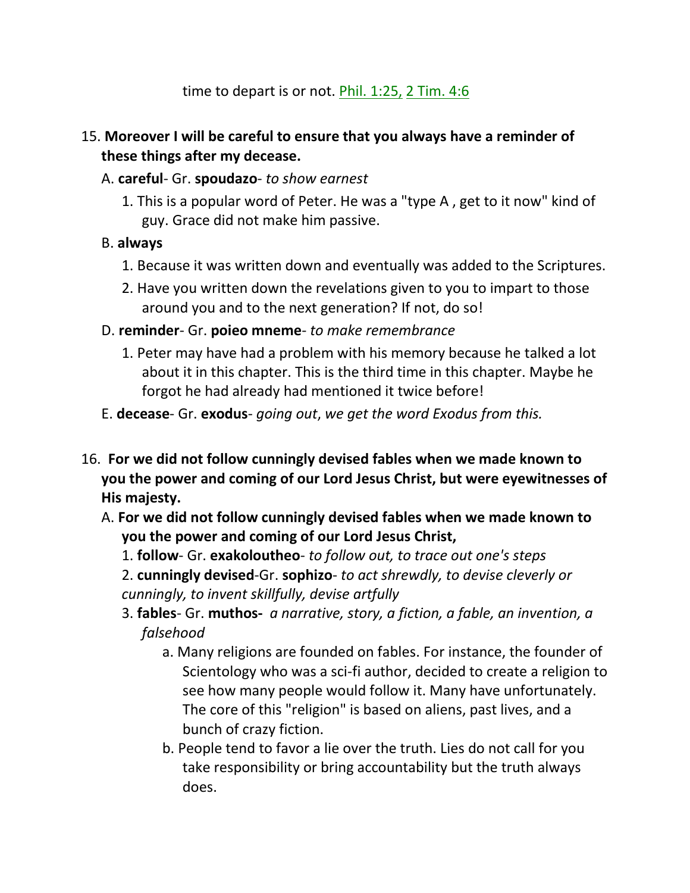time to depart is or not. Phil. 1:25, 2 Tim. 4:6

15. **Moreover I will be careful to ensure that you always have a reminder of these things after my decease.**

   A. **careful**- Gr. **spoudazo**- *to show earnest*

      1. This is a popular word of Peter. He was a "type A , get to it now" kind of guy. Grace did not make him passive.

   B. **always**

      1. Because it was written down and eventually was added to the Scriptures.
      2. Have you written down the revelations given to you to impart to those around you and to the next generation? If not, do so!

   D. **reminder**- Gr. **poieo mneme**- *to make remembrance*

      1. Peter may have had a problem with his memory because he talked a lot about it in this chapter. This is the third time in this chapter. Maybe he forgot he had already had mentioned it twice before!

   E. **decease**- Gr. **exodus**- *going out*, *we get the word Exodus from this.*

16. **For we did not follow cunningly devised fables when we made known to you the power and coming of our Lord Jesus Christ, but were eyewitnesses of His majesty.**

   A. **For we did not follow cunningly devised fables when we made known to you the power and coming of our Lord Jesus Christ,**

      1. **follow**- Gr. **exakoloutheo**- *to follow out, to trace out one's steps*
      2. **cunningly devised**-Gr. **sophizo**- *to act shrewdly, to devise cleverly or cunningly, to invent skillfully, devise artfully*
      3. **fables**- Gr. **muthos-** *a narrative, story, a fiction, a fable, an invention, a falsehood*

         a. Many religions are founded on fables. For instance, the founder of Scientology who was a sci-fi author, decided to create a religion to see how many people would follow it. Many have unfortunately. The core of this "religion" is based on aliens, past lives, and a bunch of crazy fiction.

         b. People tend to favor a lie over the truth. Lies do not call for you take responsibility or bring accountability but the truth always does.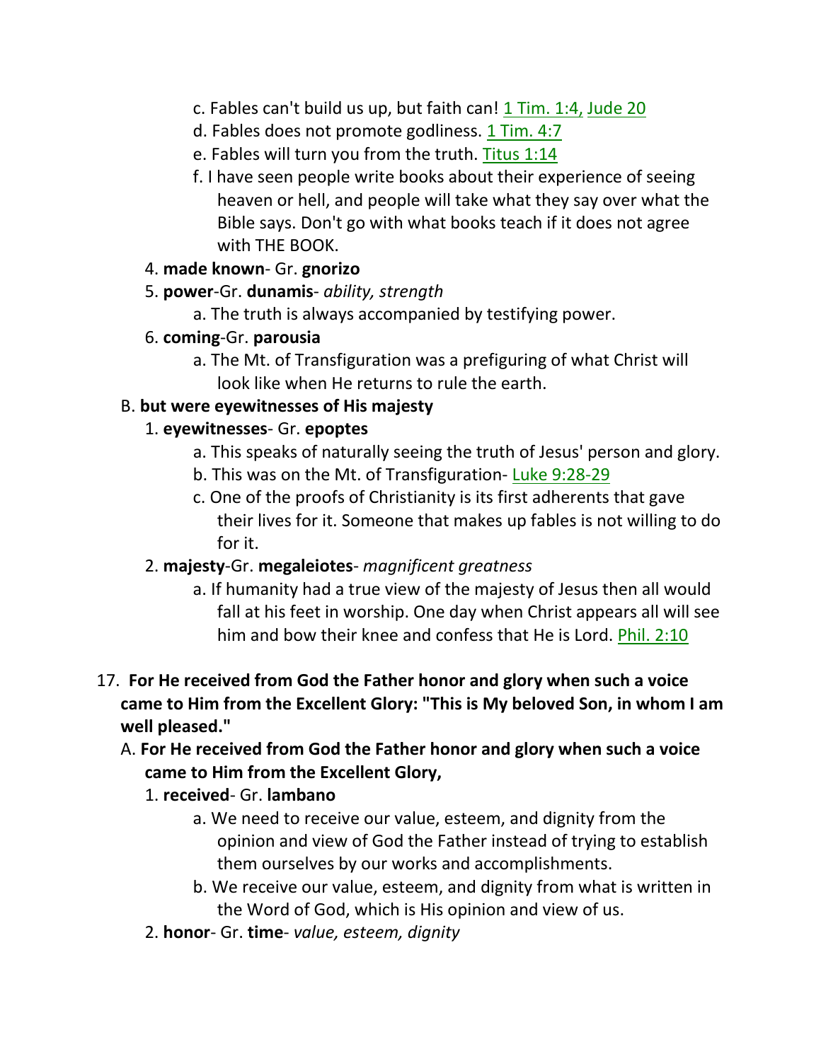c. Fables can't build us up, but faith can! 1 Tim. 1:4, Jude 20

d. Fables does not promote godliness. 1 Tim. 4:7

e. Fables will turn you from the truth. Titus 1:14

f. I have seen people write books about their experience of seeing heaven or hell, and people will take what they say over what the Bible says. Don't go with what books teach if it does not agree with THE BOOK.

4. **made known**- Gr. **gnorizo**

5. **power**-Gr. **dunamis**- *ability, strength*

a. The truth is always accompanied by testifying power.

6. **coming**-Gr. **parousia**

a. The Mt. of Transfiguration was a prefiguring of what Christ will look like when He returns to rule the earth.

B. **but were eyewitnesses of His majesty**

1. **eyewitnesses**- Gr. **epoptes**

a. This speaks of naturally seeing the truth of Jesus' person and glory.

b. This was on the Mt. of Transfiguration- Luke 9:28-29

c. One of the proofs of Christianity is its first adherents that gave their lives for it. Someone that makes up fables is not willing to do for it.

2. **majesty**-Gr. **megaleiotes**- *magnificent greatness*

a. If humanity had a true view of the majesty of Jesus then all would fall at his feet in worship. One day when Christ appears all will see him and bow their knee and confess that He is Lord. Phil. 2:10

17. **For He received from God the Father honor and glory when such a voice came to Him from the Excellent Glory: "This is My beloved Son, in whom I am well pleased."**

A. **For He received from God the Father honor and glory when such a voice came to Him from the Excellent Glory,**

1. **received**- Gr. **lambano**

a. We need to receive our value, esteem, and dignity from the opinion and view of God the Father instead of trying to establish them ourselves by our works and accomplishments.

b. We receive our value, esteem, and dignity from what is written in the Word of God, which is His opinion and view of us.

2. **honor**- Gr. **time**- *value, esteem, dignity*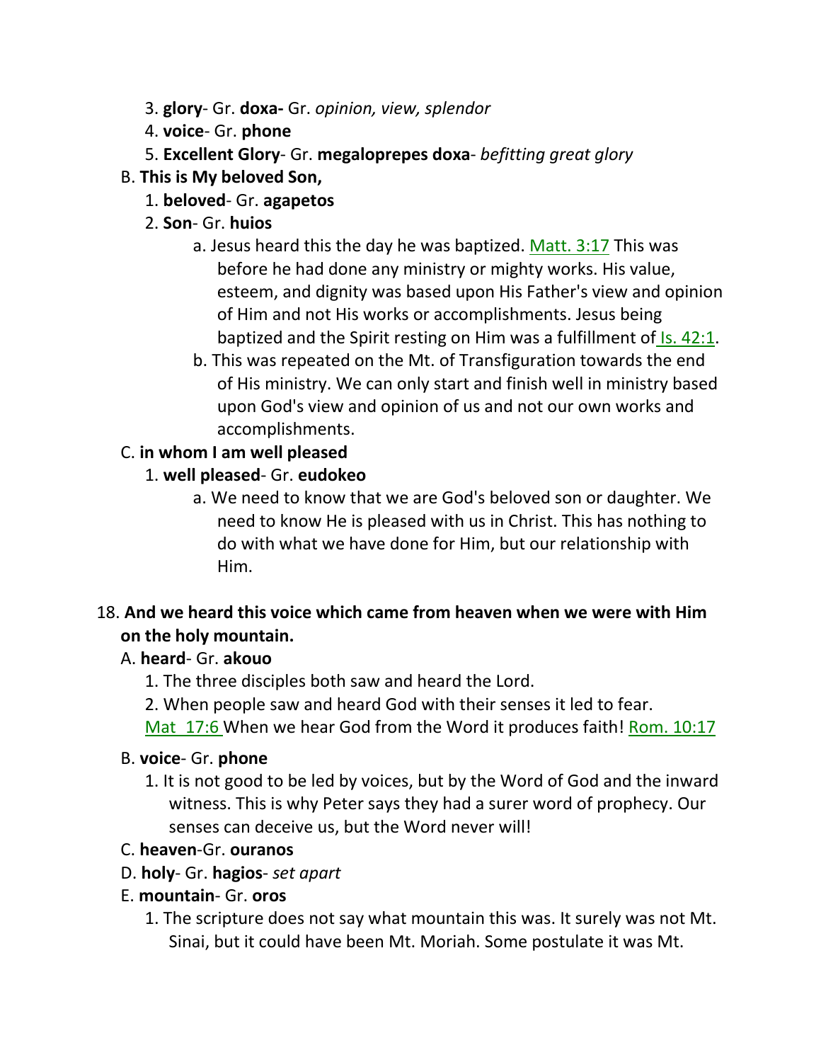3. **glory**- Gr. **doxa-** Gr. *opinion, view, splendor*
4. **voice**- Gr. **phone**
5. **Excellent Glory**- Gr. **megaloprepes doxa**- *befitting great glory*

B. **This is My beloved Son,**

1. **beloved**- Gr. **agapetos**
2. **Son**- Gr. **huios**
    a. Jesus heard this the day he was baptized. Matt. 3:17 This was before he had done any ministry or mighty works. His value, esteem, and dignity was based upon His Father's view and opinion of Him and not His works or accomplishments. Jesus being baptized and the Spirit resting on Him was a fulfillment of Is. 42:1.
    b. This was repeated on the Mt. of Transfiguration towards the end of His ministry. We can only start and finish well in ministry based upon God's view and opinion of us and not our own works and accomplishments.

C. **in whom I am well pleased**

1. **well pleased**- Gr. **eudokeo**
    a. We need to know that we are God's beloved son or daughter. We need to know He is pleased with us in Christ. This has nothing to do with what we have done for Him, but our relationship with Him.

18. **And we heard this voice which came from heaven when we were with Him on the holy mountain.**

A. **heard**- Gr. **akouo**

1. The three disciples both saw and heard the Lord.
2. When people saw and heard God with their senses it led to fear. Mat 17:6 When we hear God from the Word it produces faith! Rom. 10:17

B. **voice**- Gr. **phone**

1. It is not good to be led by voices, but by the Word of God and the inward witness. This is why Peter says they had a surer word of prophecy. Our senses can deceive us, but the Word never will!

C. **heaven**-Gr. **ouranos**

D. **holy**- Gr. **hagios**- *set apart*

E. **mountain**- Gr. **oros**

1. The scripture does not say what mountain this was. It surely was not Mt. Sinai, but it could have been Mt. Moriah. Some postulate it was Mt.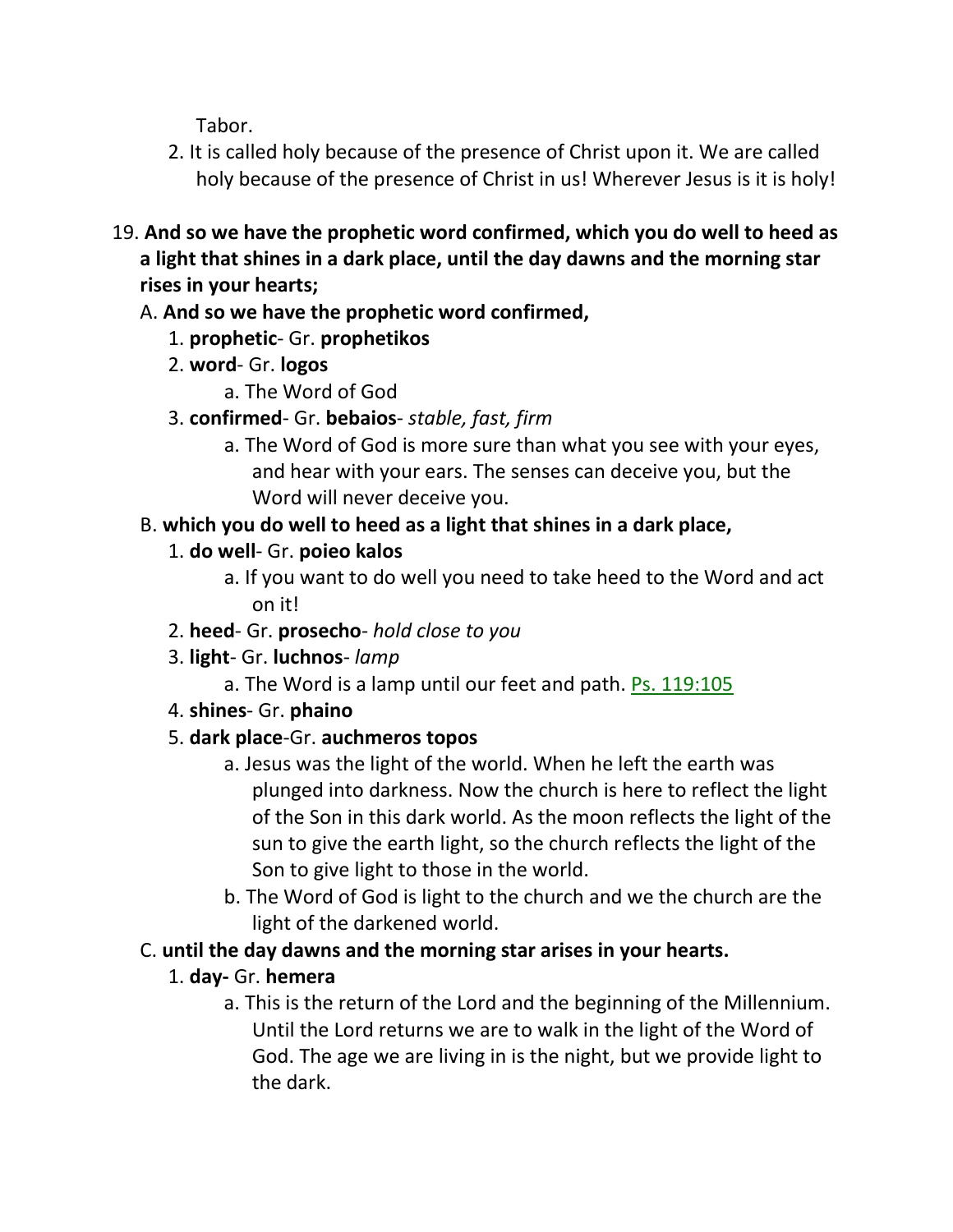Tabor.

2. It is called holy because of the presence of Christ upon it. We are called holy because of the presence of Christ in us! Wherever Jesus is it is holy!

19. **And so we have the prophetic word confirmed, which you do well to heed as a light that shines in a dark place, until the day dawns and the morning star rises in your hearts;**

   A. **And so we have the prophetic word confirmed,**

      1. **prophetic**- Gr. **prophetikos**
      2. **word**- Gr. **logos**
         a. The Word of God
      3. **confirmed**- Gr. **bebaios**- *stable, fast, firm*
         a. The Word of God is more sure than what you see with your eyes, and hear with your ears. The senses can deceive you, but the Word will never deceive you.

   B. **which you do well to heed as a light that shines in a dark place,**

      1. **do well**- Gr. **poieo kalos**
         a. If you want to do well you need to take heed to the Word and act on it!
      2. **heed**- Gr. **prosecho**- *hold close to you*
      3. **light**- Gr. **luchnos**- *lamp*
         a. The Word is a lamp until our feet and path. Ps. 119:105
      4. **shines**- Gr. **phaino**
      5. **dark place**-Gr. **auchmeros topos**
         a. Jesus was the light of the world. When he left the earth was plunged into darkness. Now the church is here to reflect the light of the Son in this dark world. As the moon reflects the light of the sun to give the earth light, so the church reflects the light of the Son to give light to those in the world.
         b. The Word of God is light to the church and we the church are the light of the darkened world.

   C. **until the day dawns and the morning star arises in your hearts.**

      1. **day-** Gr. **hemera**
         a. This is the return of the Lord and the beginning of the Millennium. Until the Lord returns we are to walk in the light of the Word of God. The age we are living in is the night, but we provide light to the dark.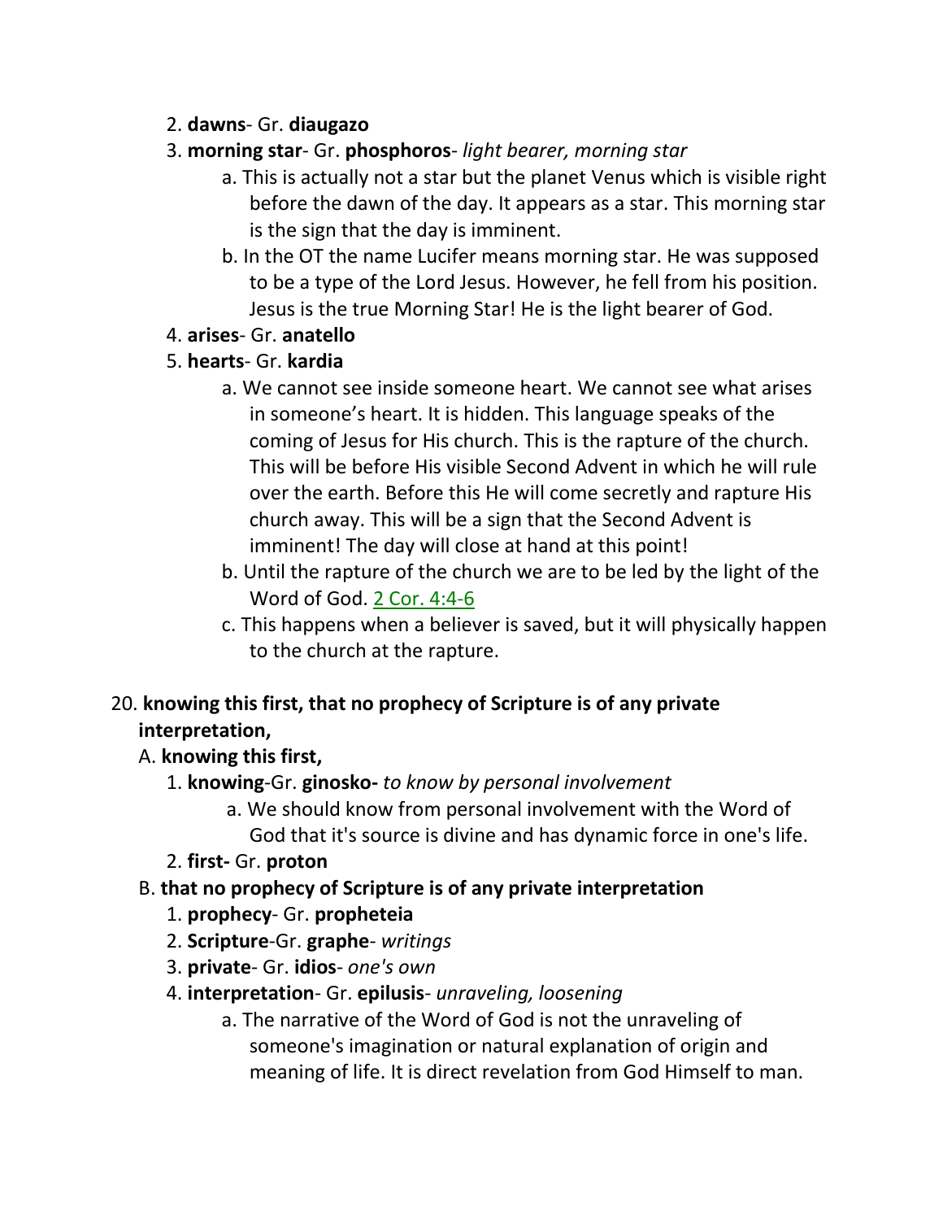2. **dawns**- Gr. **diaugazo**
3. **morning star**- Gr. **phosphoros**- *light bearer, morning star*
    - a. This is actually not a star but the planet Venus which is visible right before the dawn of the day. It appears as a star. This morning star is the sign that the day is imminent.
    - b. In the OT the name Lucifer means morning star. He was supposed to be a type of the Lord Jesus. However, he fell from his position. Jesus is the true Morning Star! He is the light bearer of God.
4. **arises**- Gr. **anatello**
5. **hearts**- Gr. **kardia**
    - a. We cannot see inside someone heart. We cannot see what arises in someone's heart. It is hidden. This language speaks of the coming of Jesus for His church. This is the rapture of the church. This will be before His visible Second Advent in which he will rule over the earth. Before this He will come secretly and rapture His church away. This will be a sign that the Second Advent is imminent! The day will close at hand at this point!
    - b. Until the rapture of the church we are to be led by the light of the Word of God. 2 Cor. 4:4-6
    - c. This happens when a believer is saved, but it will physically happen to the church at the rapture.

20. **knowing this first, that no prophecy of Scripture is of any private interpretation,**

A. **knowing this first,**

1. **knowing**-Gr. **ginosko-** *to know by personal involvement*
    - a. We should know from personal involvement with the Word of God that it's source is divine and has dynamic force in one's life.
2. **first-** Gr. **proton**

B. **that no prophecy of Scripture is of any private interpretation**

1. **prophecy**- Gr. **propheteia**
2. **Scripture**-Gr. **graphe**- *writings*
3. **private**- Gr. **idios**- *one's own*
4. **interpretation**- Gr. **epilusis**- *unraveling, loosening*
    - a. The narrative of the Word of God is not the unraveling of someone's imagination or natural explanation of origin and meaning of life. It is direct revelation from God Himself to man.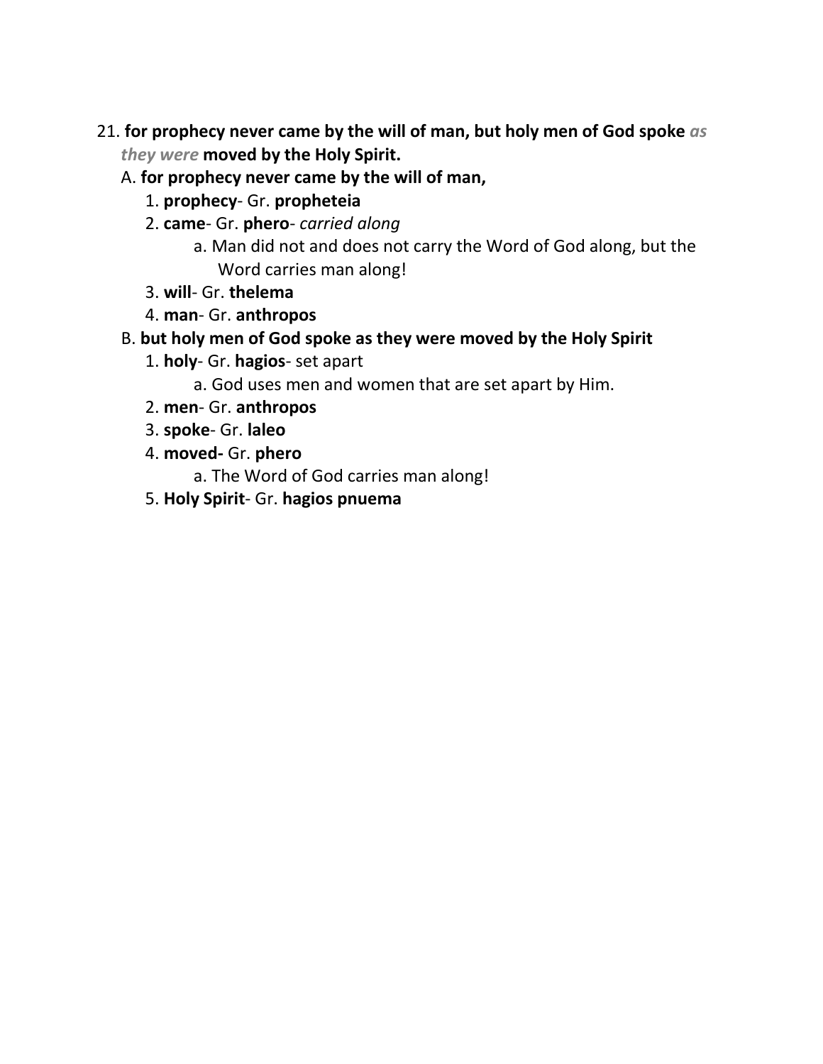21. **for prophecy never came by the will of man, but holy men of God spoke** ***as they were*** **moved by the Holy Spirit.**
    - A. **for prophecy never came by the will of man,**
        1. **prophecy**- Gr. **propheteia**
        2. **came**- Gr. **phero**- *carried along*
            - a. Man did not and does not carry the Word of God along, but the Word carries man along!
        3. **will**- Gr. **thelema**
        4. **man**- Gr. **anthropos**
    - B. **but holy men of God spoke as they were moved by the Holy Spirit**
        1. **holy**- Gr. **hagios**- set apart
            - a. God uses men and women that are set apart by Him.
        2. **men**- Gr. **anthropos**
        3. **spoke**- Gr. **laleo**
        4. **moved-** Gr. **phero**
            - a. The Word of God carries man along!
        5. **Holy Spirit**- Gr. **hagios pnuema**